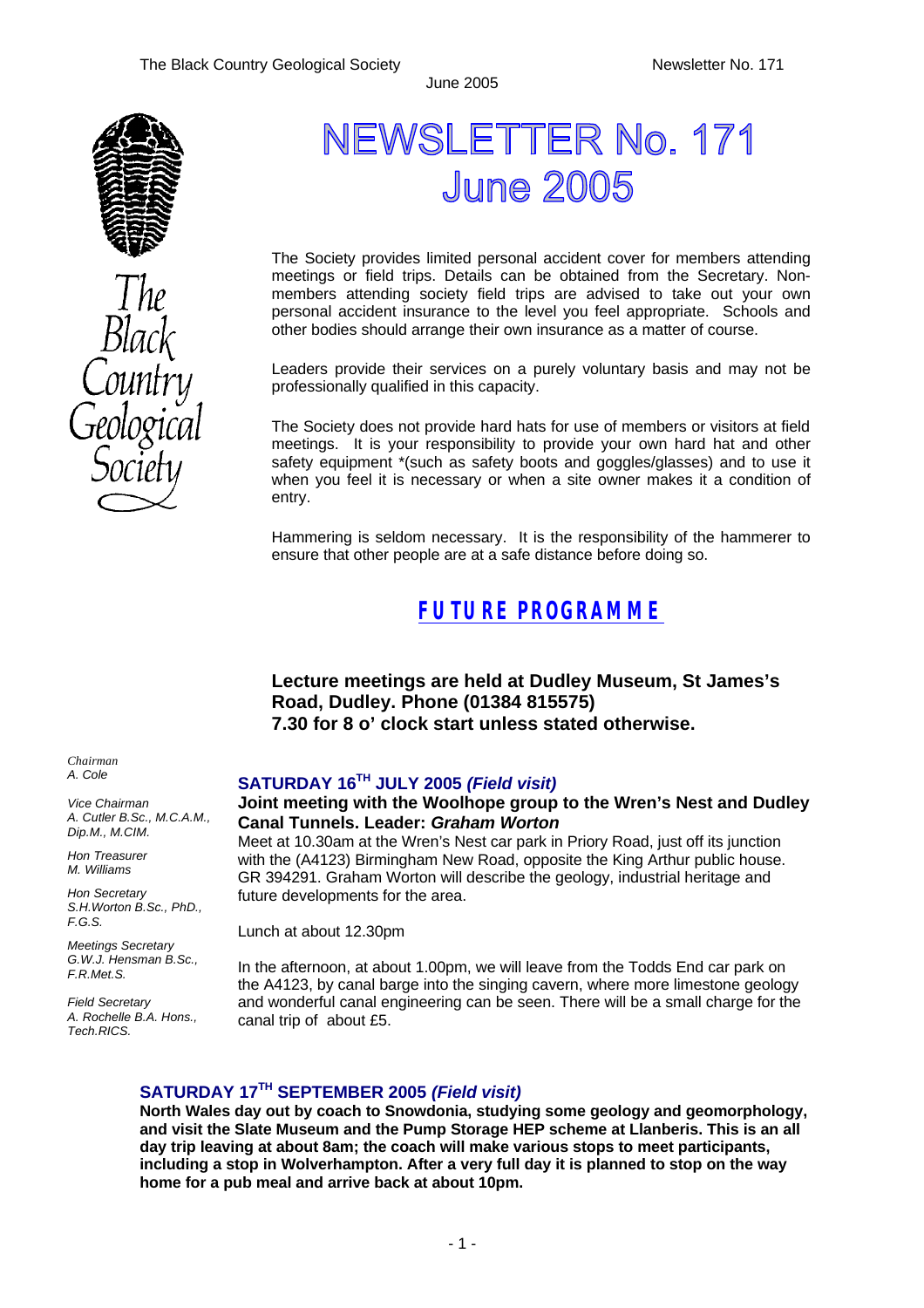# NEWSLETTER No. 171
# June 2005

The Society provides limited personal accident cover for members attending meetings or field trips. Details can be obtained from the Secretary. Non-members attending society field trips are advised to take out your own personal accident insurance to the level you feel appropriate. Schools and other bodies should arrange their own insurance as a matter of course.

Leaders provide their services on a purely voluntary basis and may not be professionally qualified in this capacity.

The Society does not provide hard hats for use of members or visitors at field meetings. It is your responsibility to provide your own hard hat and other safety equipment *(such as safety boots and goggles/glasses) and to use it when you feel it is necessary or when a site owner makes it a condition of entry.

Hammering is seldom necessary. It is the responsibility of the hammerer to ensure that other people are at a safe distance before doing so.

## FUTURE PROGRAMME

**Lecture meetings are held at Dudley Museum, St James's Road, Dudley. Phone (01384 815575)**
**7.30 for 8 o' clock start unless stated otherwise.**

*Chairman*
*A. Cole*

*Vice Chairman*
*A. Cutler B.Sc., M.C.A.M., Dip.M., M.CIM.*

*Hon Treasurer*
*M. Williams*

*Hon Secretary*
*S.H.Worton B.Sc., PhD., F.G.S.*

*Meetings Secretary*
*G.W.J. Hensman B.Sc., F.R.Met.S.*

*Field Secretary*
*A. Rochelle B.A. Hons., Tech.RICS.*

### SATURDAY 16TH JULY 2005 *(Field visit)*

**Joint meeting with the Woolhope group to the Wren's Nest and Dudley Canal Tunnels. Leader: *Graham Worton***

Meet at 10.30am at the Wren's Nest car park in Priory Road, just off its junction with the (A4123) Birmingham New Road, opposite the King Arthur public house. GR 394291. Graham Worton will describe the geology, industrial heritage and future developments for the area.

Lunch at about 12.30pm

In the afternoon, at about 1.00pm, we will leave from the Todds End car park on the A4123, by canal barge into the singing cavern, where more limestone geology and wonderful canal engineering can be seen. There will be a small charge for the canal trip of about £5.

### SATURDAY 17TH SEPTEMBER 2005 *(Field visit)*

**North Wales day out by coach to Snowdonia, studying some geology and geomorphology, and visit the Slate Museum and the Pump Storage HEP scheme at Llanberis. This is an all day trip leaving at about 8am; the coach will make various stops to meet participants, including a stop in Wolverhampton. After a very full day it is planned to stop on the way home for a pub meal and arrive back at about 10pm.**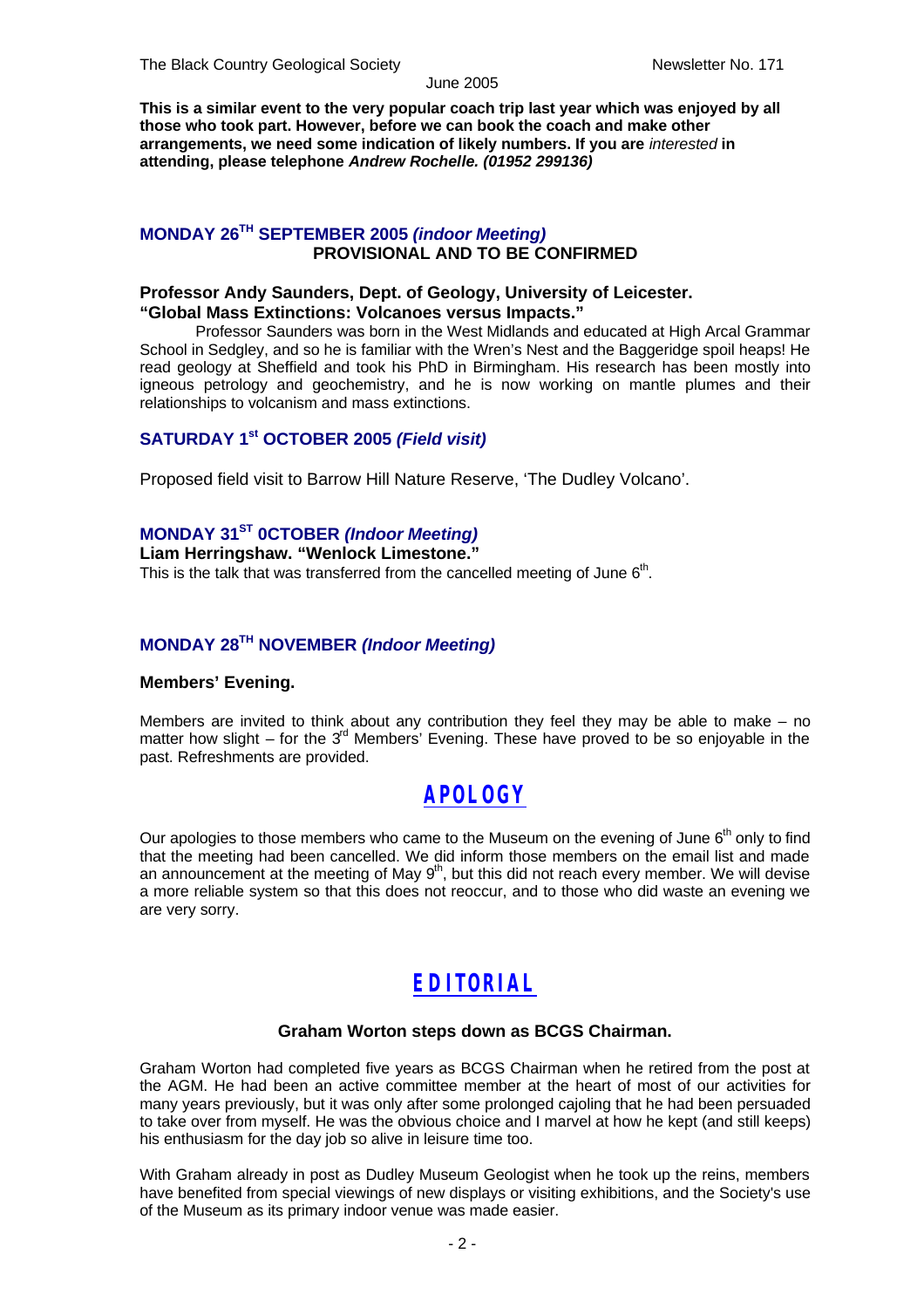**This is a similar event to the very popular coach trip last year which was enjoyed by all those who took part. However, before we can book the coach and make other arrangements, we need some indication of likely numbers. If you are *interested* in attending, please telephone *Andrew Rochelle. (01952 299136)***

### MONDAY 26TH SEPTEMBER 2005 *(indoor Meeting)*

**PROVISIONAL AND TO BE CONFIRMED**

**Professor Andy Saunders, Dept. of Geology, University of Leicester.**
**"Global Mass Extinctions: Volcanoes versus Impacts."**

Professor Saunders was born in the West Midlands and educated at High Arcal Grammar School in Sedgley, and so he is familiar with the Wren's Nest and the Baggeridge spoil heaps! He read geology at Sheffield and took his PhD in Birmingham. His research has been mostly into igneous petrology and geochemistry, and he is now working on mantle plumes and their relationships to volcanism and mass extinctions.

### SATURDAY 1st OCTOBER 2005 *(Field visit)*

Proposed field visit to Barrow Hill Nature Reserve, 'The Dudley Volcano'.

### MONDAY 31ST 0CTOBER *(Indoor Meeting)*

**Liam Herringshaw. "Wenlock Limestone."**
This is the talk that was transferred from the cancelled meeting of June 6th.

### MONDAY 28TH NOVEMBER *(Indoor Meeting)*

**Members' Evening.**

Members are invited to think about any contribution they feel they may be able to make – no matter how slight – for the 3rd Members' Evening. These have proved to be so enjoyable in the past. Refreshments are provided.

## APOLOGY

Our apologies to those members who came to the Museum on the evening of June 6th only to find that the meeting had been cancelled. We did inform those members on the email list and made an announcement at the meeting of May 9th, but this did not reach every member. We will devise a more reliable system so that this does not reoccur, and to those who did waste an evening we are very sorry.

## EDITORIAL

**Graham Worton steps down as BCGS Chairman.**

Graham Worton had completed five years as BCGS Chairman when he retired from the post at the AGM. He had been an active committee member at the heart of most of our activities for many years previously, but it was only after some prolonged cajoling that he had been persuaded to take over from myself. He was the obvious choice and I marvel at how he kept (and still keeps) his enthusiasm for the day job so alive in leisure time too.

With Graham already in post as Dudley Museum Geologist when he took up the reins, members have benefited from special viewings of new displays or visiting exhibitions, and the Society's use of the Museum as its primary indoor venue was made easier.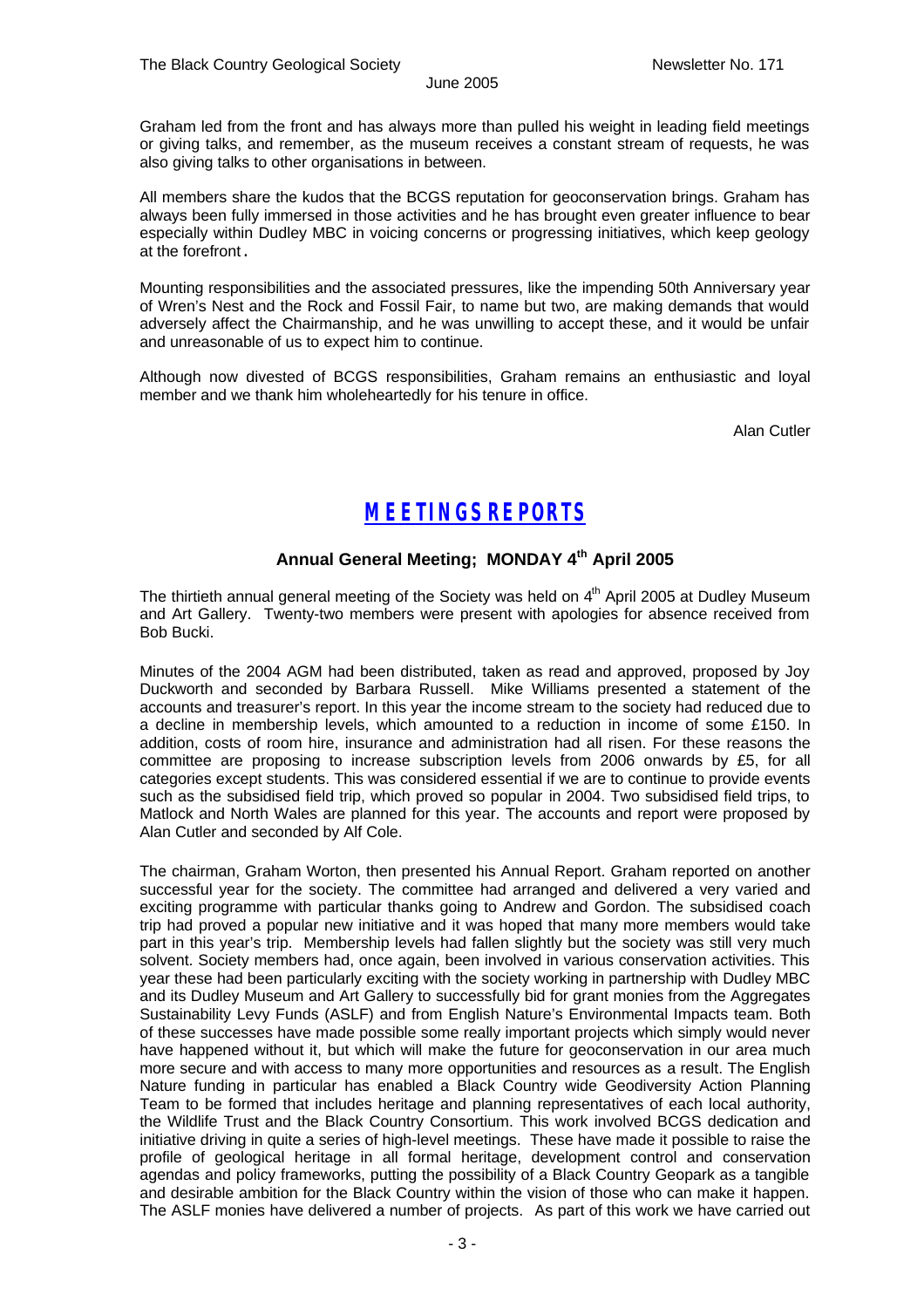Graham led from the front and has always more than pulled his weight in leading field meetings or giving talks, and remember, as the museum receives a constant stream of requests, he was also giving talks to other organisations in between.

All members share the kudos that the BCGS reputation for geoconservation brings. Graham has always been fully immersed in those activities and he has brought even greater influence to bear especially within Dudley MBC in voicing concerns or progressing initiatives, which keep geology at the forefront.

Mounting responsibilities and the associated pressures, like the impending 50th Anniversary year of Wren's Nest and the Rock and Fossil Fair, to name but two, are making demands that would adversely affect the Chairmanship, and he was unwilling to accept these, and it would be unfair and unreasonable of us to expect him to continue.

Although now divested of BCGS responsibilities, Graham remains an enthusiastic and loyal member and we thank him wholeheartedly for his tenure in office.

Alan Cutler

## MEETINGS REPORTS

### Annual General Meeting; MONDAY 4th April 2005

The thirtieth annual general meeting of the Society was held on 4th April 2005 at Dudley Museum and Art Gallery. Twenty-two members were present with apologies for absence received from Bob Bucki.

Minutes of the 2004 AGM had been distributed, taken as read and approved, proposed by Joy Duckworth and seconded by Barbara Russell. Mike Williams presented a statement of the accounts and treasurer's report. In this year the income stream to the society had reduced due to a decline in membership levels, which amounted to a reduction in income of some £150. In addition, costs of room hire, insurance and administration had all risen. For these reasons the committee are proposing to increase subscription levels from 2006 onwards by £5, for all categories except students. This was considered essential if we are to continue to provide events such as the subsidised field trip, which proved so popular in 2004. Two subsidised field trips, to Matlock and North Wales are planned for this year. The accounts and report were proposed by Alan Cutler and seconded by Alf Cole.

The chairman, Graham Worton, then presented his Annual Report. Graham reported on another successful year for the society. The committee had arranged and delivered a very varied and exciting programme with particular thanks going to Andrew and Gordon. The subsidised coach trip had proved a popular new initiative and it was hoped that many more members would take part in this year's trip. Membership levels had fallen slightly but the society was still very much solvent. Society members had, once again, been involved in various conservation activities. This year these had been particularly exciting with the society working in partnership with Dudley MBC and its Dudley Museum and Art Gallery to successfully bid for grant monies from the Aggregates Sustainability Levy Funds (ASLF) and from English Nature's Environmental Impacts team. Both of these successes have made possible some really important projects which simply would never have happened without it, but which will make the future for geoconservation in our area much more secure and with access to many more opportunities and resources as a result. The English Nature funding in particular has enabled a Black Country wide Geodiversity Action Planning Team to be formed that includes heritage and planning representatives of each local authority, the Wildlife Trust and the Black Country Consortium. This work involved BCGS dedication and initiative driving in quite a series of high-level meetings. These have made it possible to raise the profile of geological heritage in all formal heritage, development control and conservation agendas and policy frameworks, putting the possibility of a Black Country Geopark as a tangible and desirable ambition for the Black Country within the vision of those who can make it happen. The ASLF monies have delivered a number of projects. As part of this work we have carried out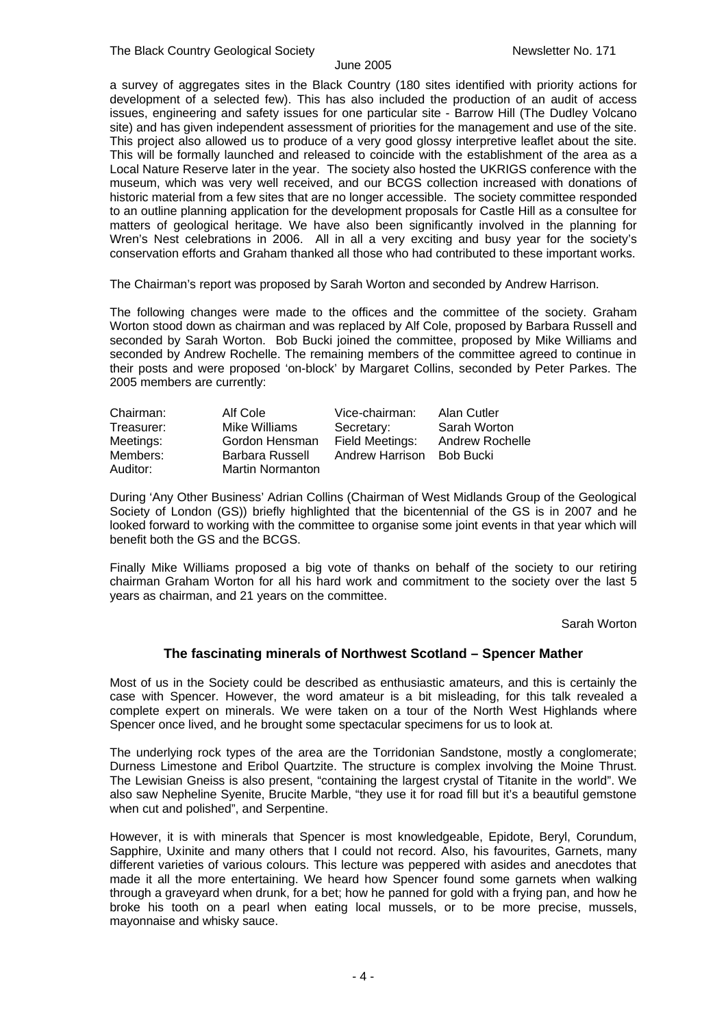a survey of aggregates sites in the Black Country (180 sites identified with priority actions for development of a selected few). This has also included the production of an audit of access issues, engineering and safety issues for one particular site - Barrow Hill (The Dudley Volcano site) and has given independent assessment of priorities for the management and use of the site. This project also allowed us to produce of a very good glossy interpretive leaflet about the site. This will be formally launched and released to coincide with the establishment of the area as a Local Nature Reserve later in the year. The society also hosted the UKRIGS conference with the museum, which was very well received, and our BCGS collection increased with donations of historic material from a few sites that are no longer accessible. The society committee responded to an outline planning application for the development proposals for Castle Hill as a consultee for matters of geological heritage. We have also been significantly involved in the planning for Wren's Nest celebrations in 2006. All in all a very exciting and busy year for the society's conservation efforts and Graham thanked all those who had contributed to these important works.

The Chairman's report was proposed by Sarah Worton and seconded by Andrew Harrison.

The following changes were made to the offices and the committee of the society. Graham Worton stood down as chairman and was replaced by Alf Cole, proposed by Barbara Russell and seconded by Sarah Worton. Bob Bucki joined the committee, proposed by Mike Williams and seconded by Andrew Rochelle. The remaining members of the committee agreed to continue in their posts and were proposed 'on-block' by Margaret Collins, seconded by Peter Parkes. The 2005 members are currently:

| | | | |
|---|---|---|---|
| Chairman: | Alf Cole | Vice-chairman: | Alan Cutler |
| Treasurer: | Mike Williams | Secretary: | Sarah Worton |
| Meetings: | Gordon Hensman | Field Meetings: | Andrew Rochelle |
| Members: | Barbara Russell | Andrew Harrison | Bob Bucki |
| Auditor: | Martin Normanton | | |

During 'Any Other Business' Adrian Collins (Chairman of West Midlands Group of the Geological Society of London (GS)) briefly highlighted that the bicentennial of the GS is in 2007 and he looked forward to working with the committee to organise some joint events in that year which will benefit both the GS and the BCGS.

Finally Mike Williams proposed a big vote of thanks on behalf of the society to our retiring chairman Graham Worton for all his hard work and commitment to the society over the last 5 years as chairman, and 21 years on the committee.

Sarah Worton

## The fascinating minerals of Northwest Scotland – Spencer Mather

Most of us in the Society could be described as enthusiastic amateurs, and this is certainly the case with Spencer. However, the word amateur is a bit misleading, for this talk revealed a complete expert on minerals. We were taken on a tour of the North West Highlands where Spencer once lived, and he brought some spectacular specimens for us to look at.

The underlying rock types of the area are the Torridonian Sandstone, mostly a conglomerate; Durness Limestone and Eribol Quartzite. The structure is complex involving the Moine Thrust. The Lewisian Gneiss is also present, "containing the largest crystal of Titanite in the world". We also saw Nepheline Syenite, Brucite Marble, "they use it for road fill but it's a beautiful gemstone when cut and polished", and Serpentine.

However, it is with minerals that Spencer is most knowledgeable, Epidote, Beryl, Corundum, Sapphire, Uxinite and many others that I could not record. Also, his favourites, Garnets, many different varieties of various colours. This lecture was peppered with asides and anecdotes that made it all the more entertaining. We heard how Spencer found some garnets when walking through a graveyard when drunk, for a bet; how he panned for gold with a frying pan, and how he broke his tooth on a pearl when eating local mussels, or to be more precise, mussels, mayonnaise and whisky sauce.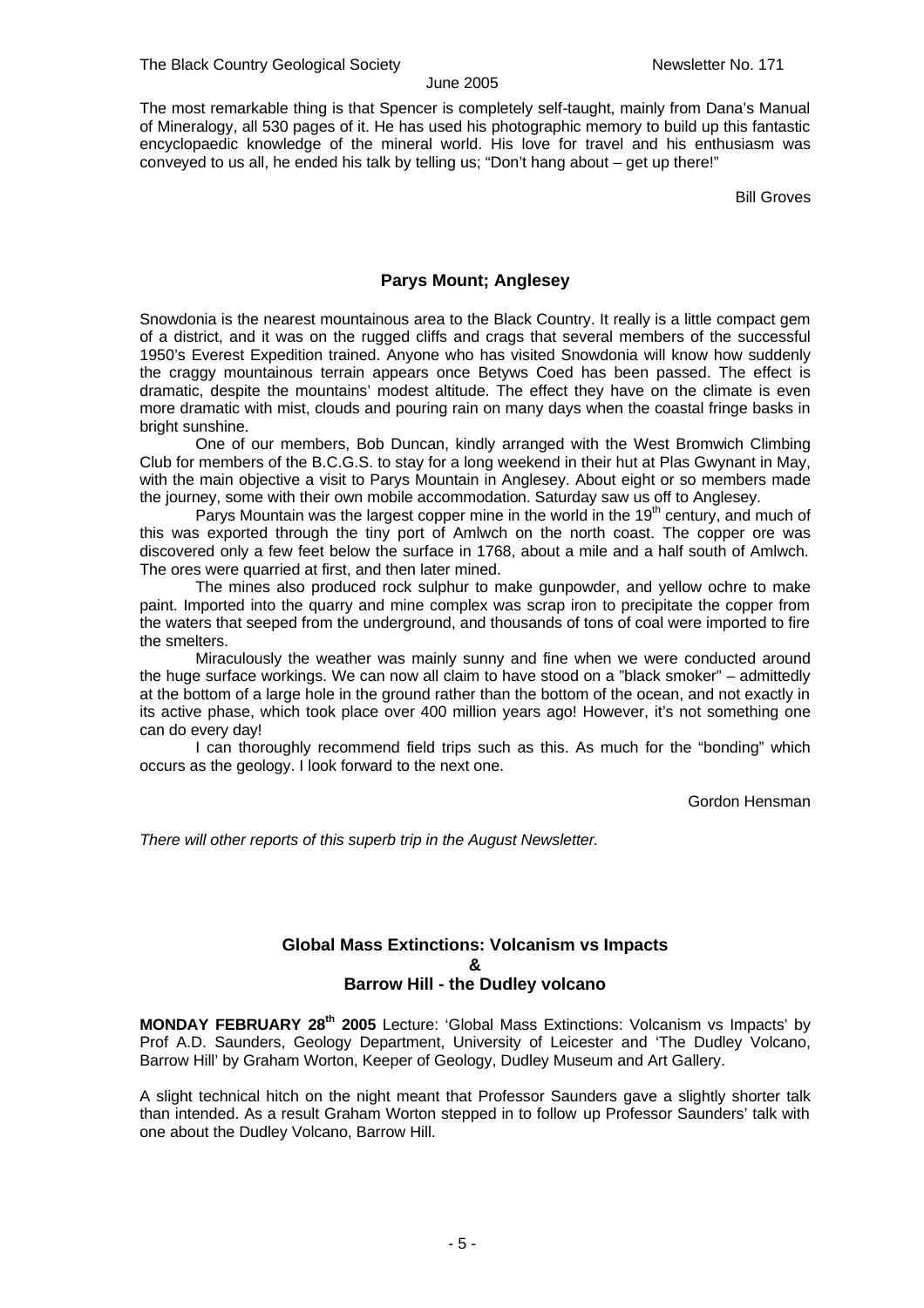The most remarkable thing is that Spencer is completely self-taught, mainly from Dana's Manual of Mineralogy, all 530 pages of it. He has used his photographic memory to build up this fantastic encyclopaedic knowledge of the mineral world. His love for travel and his enthusiasm was conveyed to us all, he ended his talk by telling us; "Don't hang about – get up there!"

Bill Groves

## Parys Mount; Anglesey

Snowdonia is the nearest mountainous area to the Black Country. It really is a little compact gem of a district, and it was on the rugged cliffs and crags that several members of the successful 1950's Everest Expedition trained. Anyone who has visited Snowdonia will know how suddenly the craggy mountainous terrain appears once Betyws Coed has been passed. The effect is dramatic, despite the mountains' modest altitude. The effect they have on the climate is even more dramatic with mist, clouds and pouring rain on many days when the coastal fringe basks in bright sunshine.

One of our members, Bob Duncan, kindly arranged with the West Bromwich Climbing Club for members of the B.C.G.S. to stay for a long weekend in their hut at Plas Gwynant in May, with the main objective a visit to Parys Mountain in Anglesey. About eight or so members made the journey, some with their own mobile accommodation. Saturday saw us off to Anglesey.

Parys Mountain was the largest copper mine in the world in the 19th century, and much of this was exported through the tiny port of Amlwch on the north coast. The copper ore was discovered only a few feet below the surface in 1768, about a mile and a half south of Amlwch. The ores were quarried at first, and then later mined.

The mines also produced rock sulphur to make gunpowder, and yellow ochre to make paint. Imported into the quarry and mine complex was scrap iron to precipitate the copper from the waters that seeped from the underground, and thousands of tons of coal were imported to fire the smelters.

Miraculously the weather was mainly sunny and fine when we were conducted around the huge surface workings. We can now all claim to have stood on a "black smoker" – admittedly at the bottom of a large hole in the ground rather than the bottom of the ocean, and not exactly in its active phase, which took place over 400 million years ago! However, it's not something one can do every day!

I can thoroughly recommend field trips such as this. As much for the "bonding" which occurs as the geology. I look forward to the next one.

Gordon Hensman

*There will other reports of this superb trip in the August Newsletter.*

## Global Mass Extinctions: Volcanism vs Impacts
## &
## Barrow Hill - the Dudley volcano

**MONDAY FEBRUARY 28th 2005** Lecture: 'Global Mass Extinctions: Volcanism vs Impacts' by Prof A.D. Saunders, Geology Department, University of Leicester and 'The Dudley Volcano, Barrow Hill' by Graham Worton, Keeper of Geology, Dudley Museum and Art Gallery.

A slight technical hitch on the night meant that Professor Saunders gave a slightly shorter talk than intended. As a result Graham Worton stepped in to follow up Professor Saunders' talk with one about the Dudley Volcano, Barrow Hill.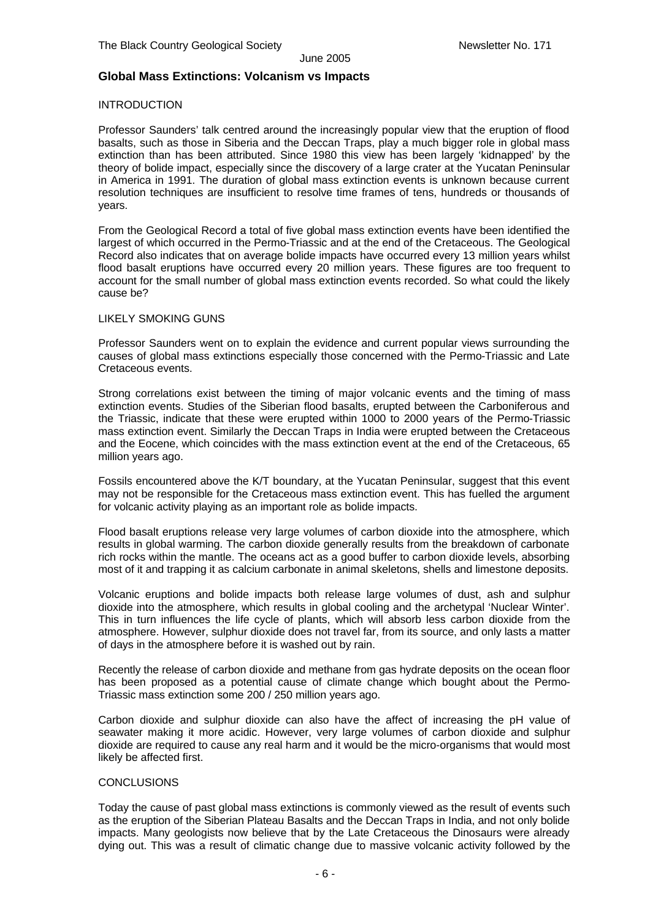## Global Mass Extinctions: Volcanism vs Impacts

### INTRODUCTION

Professor Saunders' talk centred around the increasingly popular view that the eruption of flood basalts, such as those in Siberia and the Deccan Traps, play a much bigger role in global mass extinction than has been attributed. Since 1980 this view has been largely 'kidnapped' by the theory of bolide impact, especially since the discovery of a large crater at the Yucatan Peninsular in America in 1991. The duration of global mass extinction events is unknown because current resolution techniques are insufficient to resolve time frames of tens, hundreds or thousands of years.

From the Geological Record a total of five global mass extinction events have been identified the largest of which occurred in the Permo-Triassic and at the end of the Cretaceous. The Geological Record also indicates that on average bolide impacts have occurred every 13 million years whilst flood basalt eruptions have occurred every 20 million years. These figures are too frequent to account for the small number of global mass extinction events recorded. So what could the likely cause be?

### LIKELY SMOKING GUNS

Professor Saunders went on to explain the evidence and current popular views surrounding the causes of global mass extinctions especially those concerned with the Permo-Triassic and Late Cretaceous events.

Strong correlations exist between the timing of major volcanic events and the timing of mass extinction events. Studies of the Siberian flood basalts, erupted between the Carboniferous and the Triassic, indicate that these were erupted within 1000 to 2000 years of the Permo-Triassic mass extinction event. Similarly the Deccan Traps in India were erupted between the Cretaceous and the Eocene, which coincides with the mass extinction event at the end of the Cretaceous, 65 million years ago.

Fossils encountered above the K/T boundary, at the Yucatan Peninsular, suggest that this event may not be responsible for the Cretaceous mass extinction event. This has fuelled the argument for volcanic activity playing as an important role as bolide impacts.

Flood basalt eruptions release very large volumes of carbon dioxide into the atmosphere, which results in global warming. The carbon dioxide generally results from the breakdown of carbonate rich rocks within the mantle. The oceans act as a good buffer to carbon dioxide levels, absorbing most of it and trapping it as calcium carbonate in animal skeletons, shells and limestone deposits.

Volcanic eruptions and bolide impacts both release large volumes of dust, ash and sulphur dioxide into the atmosphere, which results in global cooling and the archetypal 'Nuclear Winter'. This in turn influences the life cycle of plants, which will absorb less carbon dioxide from the atmosphere. However, sulphur dioxide does not travel far, from its source, and only lasts a matter of days in the atmosphere before it is washed out by rain.

Recently the release of carbon dioxide and methane from gas hydrate deposits on the ocean floor has been proposed as a potential cause of climate change which bought about the Permo-Triassic mass extinction some 200 / 250 million years ago.

Carbon dioxide and sulphur dioxide can also have the affect of increasing the pH value of seawater making it more acidic. However, very large volumes of carbon dioxide and sulphur dioxide are required to cause any real harm and it would be the micro-organisms that would most likely be affected first.

### CONCLUSIONS

Today the cause of past global mass extinctions is commonly viewed as the result of events such as the eruption of the Siberian Plateau Basalts and the Deccan Traps in India, and not only bolide impacts. Many geologists now believe that by the Late Cretaceous the Dinosaurs were already dying out. This was a result of climatic change due to massive volcanic activity followed by the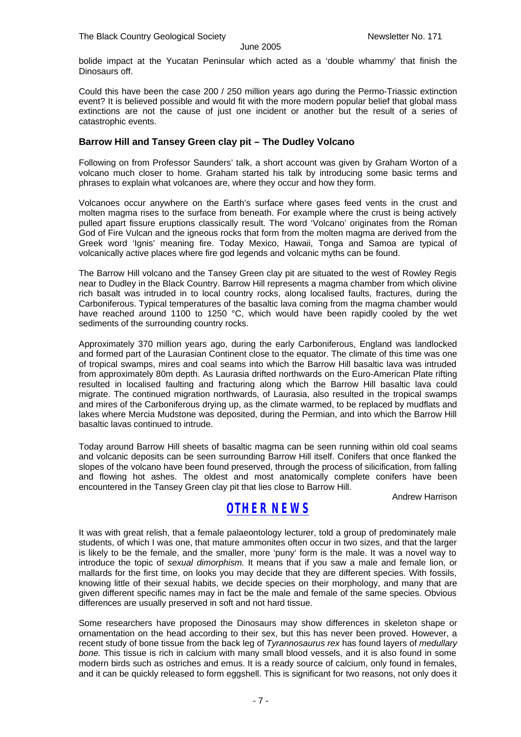bolide impact at the Yucatan Peninsular which acted as a 'double whammy' that finish the Dinosaurs off.

Could this have been the case 200 / 250 million years ago during the Permo-Triassic extinction event? It is believed possible and would fit with the more modern popular belief that global mass extinctions are not the cause of just one incident or another but the result of a series of catastrophic events.

### Barrow Hill and Tansey Green clay pit – The Dudley Volcano

Following on from Professor Saunders' talk, a short account was given by Graham Worton of a volcano much closer to home. Graham started his talk by introducing some basic terms and phrases to explain what volcanoes are, where they occur and how they form.

Volcanoes occur anywhere on the Earth's surface where gases feed vents in the crust and molten magma rises to the surface from beneath. For example where the crust is being actively pulled apart fissure eruptions classically result. The word 'Volcano' originates from the Roman God of Fire Vulcan and the igneous rocks that form from the molten magma are derived from the Greek word 'Ignis' meaning fire. Today Mexico, Hawaii, Tonga and Samoa are typical of volcanically active places where fire god legends and volcanic myths can be found.

The Barrow Hill volcano and the Tansey Green clay pit are situated to the west of Rowley Regis near to Dudley in the Black Country. Barrow Hill represents a magma chamber from which olivine rich basalt was intruded in to local country rocks, along localised faults, fractures, during the Carboniferous. Typical temperatures of the basaltic lava coming from the magma chamber would have reached around 1100 to 1250 °C, which would have been rapidly cooled by the wet sediments of the surrounding country rocks.

Approximately 370 million years ago, during the early Carboniferous, England was landlocked and formed part of the Laurasian Continent close to the equator. The climate of this time was one of tropical swamps, mires and coal seams into which the Barrow Hill basaltic lava was intruded from approximately 80m depth. As Laurasia drifted northwards on the Euro-American Plate rifting resulted in localised faulting and fracturing along which the Barrow Hill basaltic lava could migrate. The continued migration northwards, of Laurasia, also resulted in the tropical swamps and mires of the Carboniferous drying up, as the climate warmed, to be replaced by mudflats and lakes where Mercia Mudstone was deposited, during the Permian, and into which the Barrow Hill basaltic lavas continued to intrude.

Today around Barrow Hill sheets of basaltic magma can be seen running within old coal seams and volcanic deposits can be seen surrounding Barrow Hill itself. Conifers that once flanked the slopes of the volcano have been found preserved, through the process of silicification, from falling and flowing hot ashes. The oldest and most anatomically complete conifers have been encountered in the Tansey Green clay pit that lies close to Barrow Hill.

Andrew Harrison

## OTHER NEWS

It was with great relish, that a female palaeontology lecturer, told a group of predominately male students, of which I was one, that mature ammonites often occur in two sizes, and that the larger is likely to be the female, and the smaller, more 'puny' form is the male. It was a novel way to introduce the topic of *sexual dimorphism.* It means that if you saw a male and female lion, or mallards for the first time, on looks you may decide that they are different species. With fossils, knowing little of their sexual habits, we decide species on their morphology, and many that are given different specific names may in fact be the male and female of the same species. Obvious differences are usually preserved in soft and not hard tissue.

Some researchers have proposed the Dinosaurs may show differences in skeleton shape or ornamentation on the head according to their sex, but this has never been proved. However, a recent study of bone tissue from the back leg of *Tyrannosaurus rex* has found layers of *medullary bone.* This tissue is rich in calcium with many small blood vessels, and it is also found in some modern birds such as ostriches and emus. It is a ready source of calcium, only found in females, and it can be quickly released to form eggshell. This is significant for two reasons, not only does it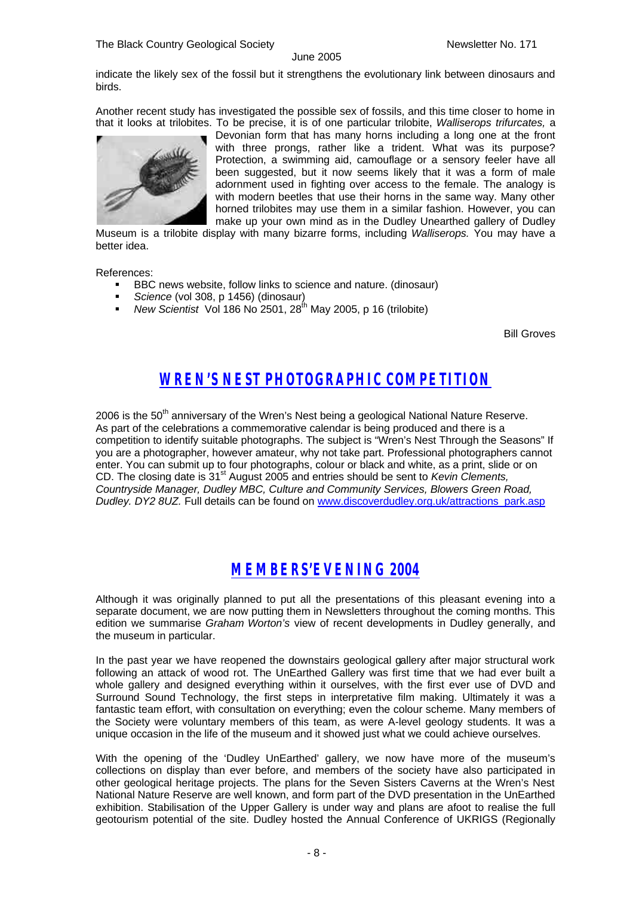indicate the likely sex of the fossil but it strengthens the evolutionary link between dinosaurs and birds.

Another recent study has investigated the possible sex of fossils, and this time closer to home in that it looks at trilobites. To be precise, it is of one particular trilobite, *Walliserops trifurcates,* a Devonian form that has many horns including a long one at the front with three prongs, rather like a trident. What was its purpose? Protection, a swimming aid, camouflage or a sensory feeler have all been suggested, but it now seems likely that it was a form of male adornment used in fighting over access to the female. The analogy is with modern beetles that use their horns in the same way. Many other horned trilobites may use them in a similar fashion. However, you can make up your own mind as in the Dudley Unearthed gallery of Dudley Museum is a trilobite display with many bizarre forms, including *Walliserops.* You may have a better idea.

References:

- BBC news website, follow links to science and nature. (dinosaur)
- *Science* (vol 308, p 1456) (dinosaur)
- *New Scientist* Vol 186 No 2501, 28th May 2005, p 16 (trilobite)

Bill Groves

## WREN'S NEST PHOTOGRAPHIC COMPETITION

2006 is the 50th anniversary of the Wren's Nest being a geological National Nature Reserve. As part of the celebrations a commemorative calendar is being produced and there is a competition to identify suitable photographs. The subject is "Wren's Nest Through the Seasons" If you are a photographer, however amateur, why not take part. Professional photographers cannot enter. You can submit up to four photographs, colour or black and white, as a print, slide or on CD. The closing date is 31st August 2005 and entries should be sent to *Kevin Clements, Countryside Manager, Dudley MBC, Culture and Community Services, Blowers Green Road, Dudley. DY2 8UZ.* Full details can be found on www.discoverdudley.org.uk/attractions_park.asp

## MEMBERS' EVENING 2004

Although it was originally planned to put all the presentations of this pleasant evening into a separate document, we are now putting them in Newsletters throughout the coming months. This edition we summarise *Graham Worton's* view of recent developments in Dudley generally, and the museum in particular.

In the past year we have reopened the downstairs geological gallery after major structural work following an attack of wood rot. The UnEarthed Gallery was first time that we had ever built a whole gallery and designed everything within it ourselves, with the first ever use of DVD and Surround Sound Technology, the first steps in interpretative film making. Ultimately it was a fantastic team effort, with consultation on everything; even the colour scheme. Many members of the Society were voluntary members of this team, as were A-level geology students. It was a unique occasion in the life of the museum and it showed just what we could achieve ourselves.

With the opening of the 'Dudley UnEarthed' gallery, we now have more of the museum's collections on display than ever before, and members of the society have also participated in other geological heritage projects. The plans for the Seven Sisters Caverns at the Wren's Nest National Nature Reserve are well known, and form part of the DVD presentation in the UnEarthed exhibition. Stabilisation of the Upper Gallery is under way and plans are afoot to realise the full geotourism potential of the site. Dudley hosted the Annual Conference of UKRIGS (Regionally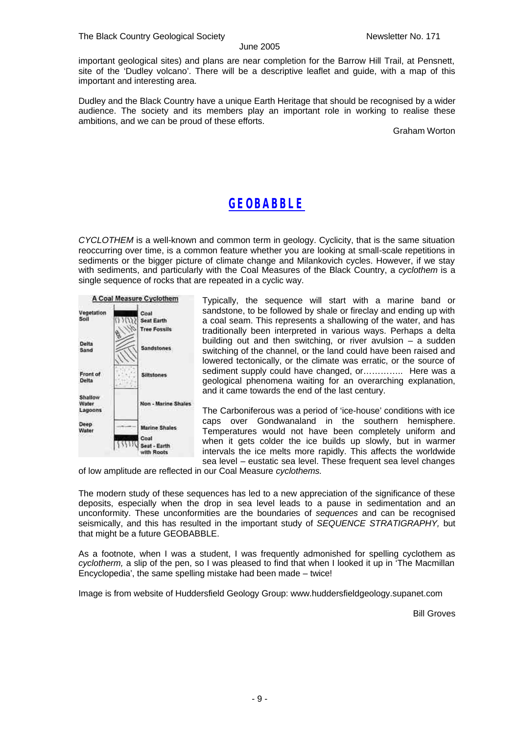important geological sites) and plans are near completion for the Barrow Hill Trail, at Pensnett, site of the 'Dudley volcano'. There will be a descriptive leaflet and guide, with a map of this important and interesting area.

Dudley and the Black Country have a unique Earth Heritage that should be recognised by a wider audience. The society and its members play an important role in working to realise these ambitions, and we can be proud of these efforts.

Graham Worton

## GEOBABBLE

*CYCLOTHEM* is a well-known and common term in geology. Cyclicity, that is the same situation reoccurring over time, is a common feature whether you are looking at small-scale repetitions in sediments or the bigger picture of climate change and Milankovich cycles. However, if we stay with sediments, and particularly with the Coal Measures of the Black Country, a *cyclothem* is a single sequence of rocks that are repeated in a cyclic way.

**A Coal Measure Cyclothem**

| Environment | Rock |
|---|---|
| Vegetation Soil | Coal, Seat Earth, Tree Fossils |
| Delta Sand | Sandstones |
| Front of Delta | Siltstones |
| Shallow Water Lagoons | Non - Marine Shales |
| Deep Water | Marine Shales |
| | Coal, Seat - Earth with Roots |

Typically, the sequence will start with a marine band or sandstone, to be followed by shale or fireclay and ending up with a coal seam. This represents a shallowing of the water, and has traditionally been interpreted in various ways. Perhaps a delta building out and then switching, or river avulsion – a sudden switching of the channel, or the land could have been raised and lowered tectonically, or the climate was erratic, or the source of sediment supply could have changed, or………….. Here was a geological phenomena waiting for an overarching explanation, and it came towards the end of the last century.

The Carboniferous was a period of 'ice-house' conditions with ice caps over Gondwanaland in the southern hemisphere. Temperatures would not have been completely uniform and when it gets colder the ice builds up slowly, but in warmer intervals the ice melts more rapidly. This affects the worldwide sea level – eustatic sea level. These frequent sea level changes of low amplitude are reflected in our Coal Measure *cyclothems.*

The modern study of these sequences has led to a new appreciation of the significance of these deposits, especially when the drop in sea level leads to a pause in sedimentation and an unconformity. These unconformities are the boundaries of *sequences* and can be recognised seismically, and this has resulted in the important study of *SEQUENCE STRATIGRAPHY,* but that might be a future GEOBABBLE.

As a footnote, when I was a student, I was frequently admonished for spelling cyclothem as *cyclotherm,* a slip of the pen, so I was pleased to find that when I looked it up in 'The Macmillan Encyclopedia', the same spelling mistake had been made – twice!

Image is from website of Huddersfield Geology Group: www.huddersfieldgeology.supanet.com

Bill Groves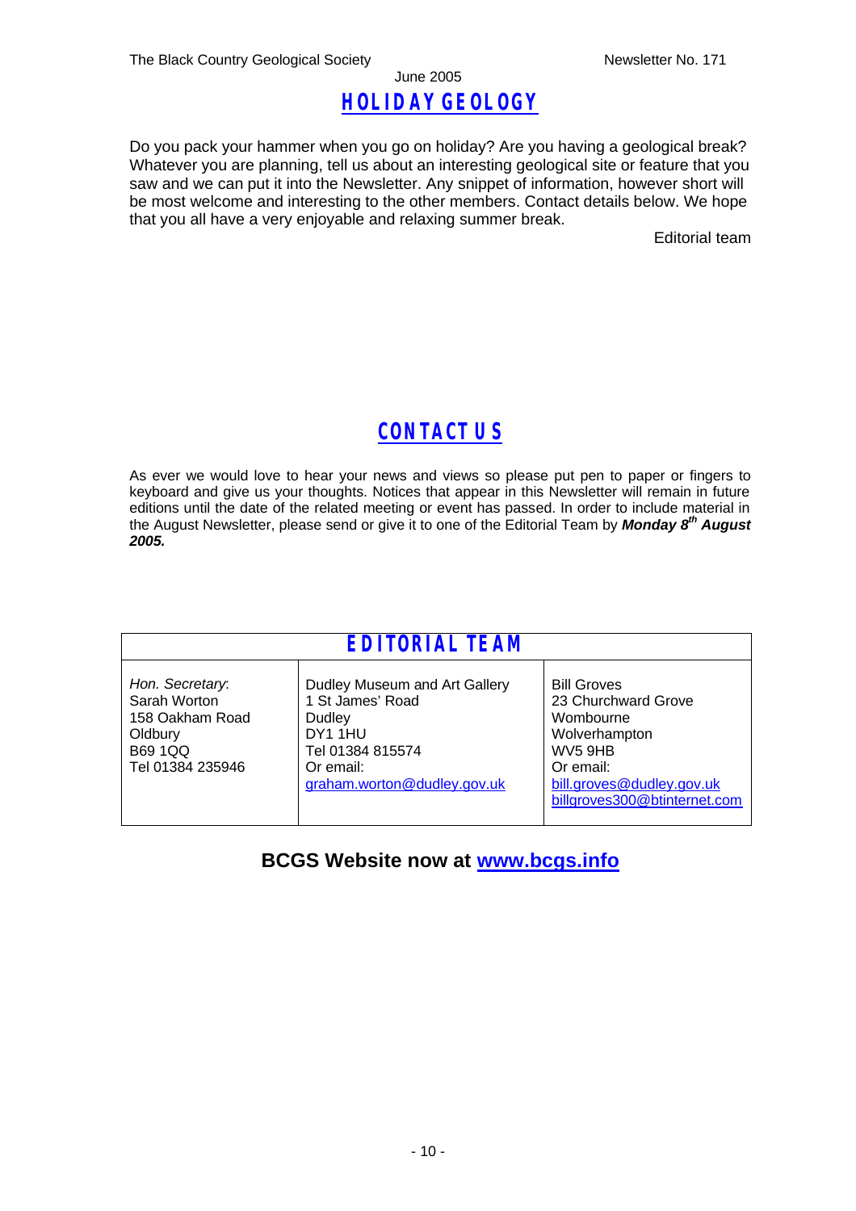## HOLIDAY GEOLOGY

Do you pack your hammer when you go on holiday? Are you having a geological break? Whatever you are planning, tell us about an interesting geological site or feature that you saw and we can put it into the Newsletter. Any snippet of information, however short will be most welcome and interesting to the other members. Contact details below. We hope that you all have a very enjoyable and relaxing summer break.

Editorial team

## CONTACT US

As ever we would love to hear your news and views so please put pen to paper or fingers to keyboard and give us your thoughts. Notices that appear in this Newsletter will remain in future editions until the date of the related meeting or event has passed. In order to include material in the August Newsletter, please send or give it to one of the Editorial Team by ***Monday 8th August 2005.***

| EDITORIAL TEAM | | |
|---|---|---|
| *Hon. Secretary*:<br>Sarah Worton<br>158 Oakham Road<br>Oldbury<br>B69 1QQ<br>Tel 01384 235946 | Dudley Museum and Art Gallery<br>1 St James' Road<br>Dudley<br>DY1 1HU<br>Tel 01384 815574<br>Or email:<br>graham.worton@dudley.gov.uk | Bill Groves<br>23 Churchward Grove<br>Wombourne<br>Wolverhampton<br>WV5 9HB<br>Or email:<br>bill.groves@dudley.gov.uk<br>billgroves300@btinternet.com |

**BCGS Website now at www.bcgs.info**